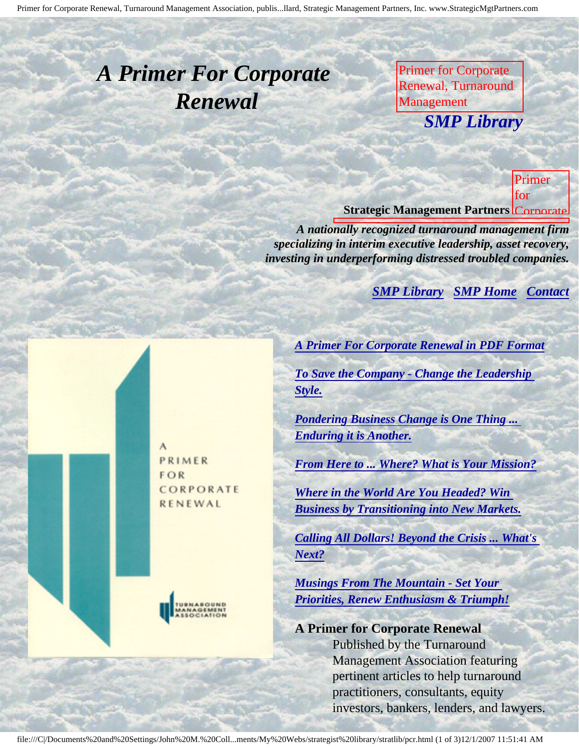# *A Primer For Corporate Renewal*

Primer for Corporate Renewal, Turnaround Management

***SMP Library***

**Strategic Management Partners**

***A nationally recognized turnaround management firm specializing in interim executive leadership, asset recovery, investing in underperforming distressed troubled companies.***

***SMP Library*** ***SMP Home*** ***Contact***

***A Primer For Corporate Renewal in PDF Format***

***To Save the Company - Change the Leadership Style.***

***Pondering Business Change is One Thing ... Enduring it is Another.***

***From Here to ... Where? What is Your Mission?***

***Where in the World Are You Headed? Win Business by Transitioning into New Markets.***

***Calling All Dollars! Beyond the Crisis ... What's Next?***

***Musings From The Mountain - Set Your Priorities, Renew Enthusiasm & Triumph!***

**A Primer for Corporate Renewal**

Published by the Turnaround Management Association featuring pertinent articles to help turnaround practitioners, consultants, equity investors, bankers, lenders, and lawyers.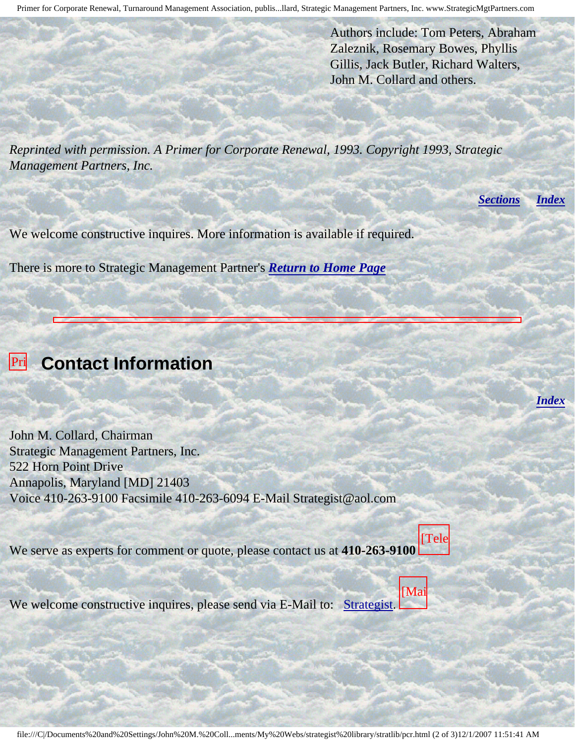Authors include: Tom Peters, Abraham Zaleznik, Rosemary Bowes, Phyllis Gillis, Jack Butler, Richard Walters, John M. Collard and others.

*Reprinted with permission. A Primer for Corporate Renewal, 1993. Copyright 1993, Strategic Management Partners, Inc.*

***Sections*** ***Index***

We welcome constructive inquires. More information is available if required.

There is more to Strategic Management Partner's ***Return to Home Page***

---

## Contact Information

***Index***

John M. Collard, Chairman
Strategic Management Partners, Inc.
522 Horn Point Drive
Annapolis, Maryland [MD] 21403
Voice 410-263-9100 Facsimile 410-263-6094 E-Mail Strategist@aol.com

We serve as experts for comment or quote, please contact us at **410-263-9100**

We welcome constructive inquires, please send via E-Mail to: Strategist.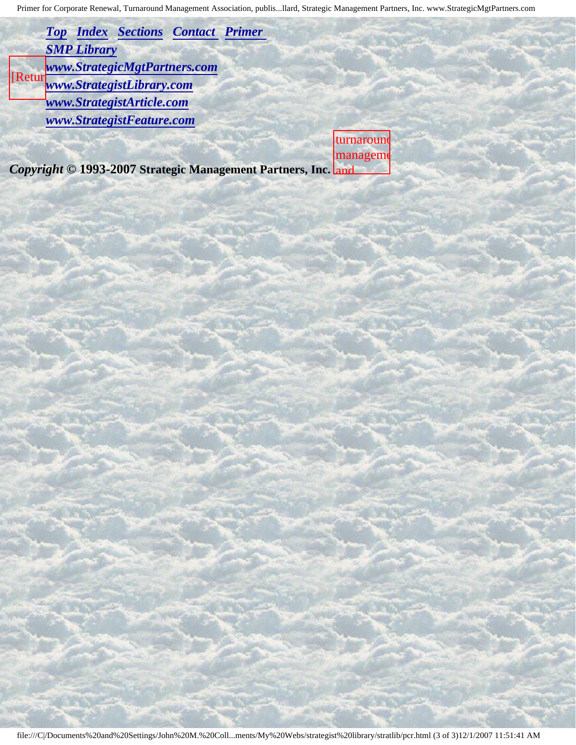[Retur

*Top* *Index* *Sections* *Contact* *Primer*
*SMP Library*
*www.StrategicMgtPartners.com*
*www.StrategistLibrary.com*
*www.StrategistArticle.com*
*www.StrategistFeature.com*

***Copyright*** **© 1993-2007 Strategic Management Partners, Inc.** turnaround management and